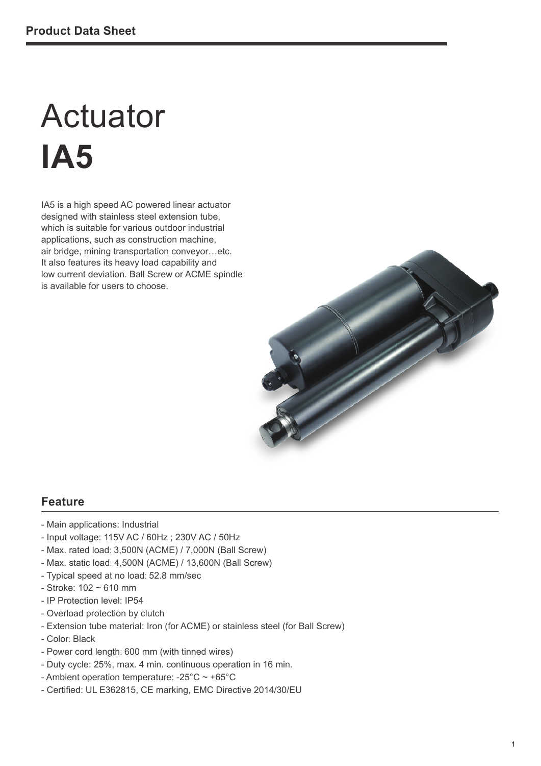**Product Data Sheet**

# Actuator
# IA5

IA5 is a high speed AC powered linear actuator designed with stainless steel extension tube, which is suitable for various outdoor industrial applications, such as construction machine, air bridge, mining transportation conveyor…etc. It also features its heavy load capability and low current deviation. Ball Screw or ACME spindle is available for users to choose.

## Feature

- Main applications: Industrial
- Input voltage: 115V AC / 60Hz ; 230V AC / 50Hz
- Max. rated load: 3,500N (ACME) / 7,000N (Ball Screw)
- Max. static load: 4,500N (ACME) / 13,600N (Ball Screw)
- Typical speed at no load: 52.8 mm/sec
- Stroke: 102 ~ 610 mm
- IP Protection level: IP54
- Overload protection by clutch
- Extension tube material: Iron (for ACME) or stainless steel (for Ball Screw)
- Color: Black
- Power cord length: 600 mm (with tinned wires)
- Duty cycle: 25%, max. 4 min. continuous operation in 16 min.
- Ambient operation temperature: -25°C ~ +65°C
- Certified: UL E362815, CE marking, EMC Directive 2014/30/EU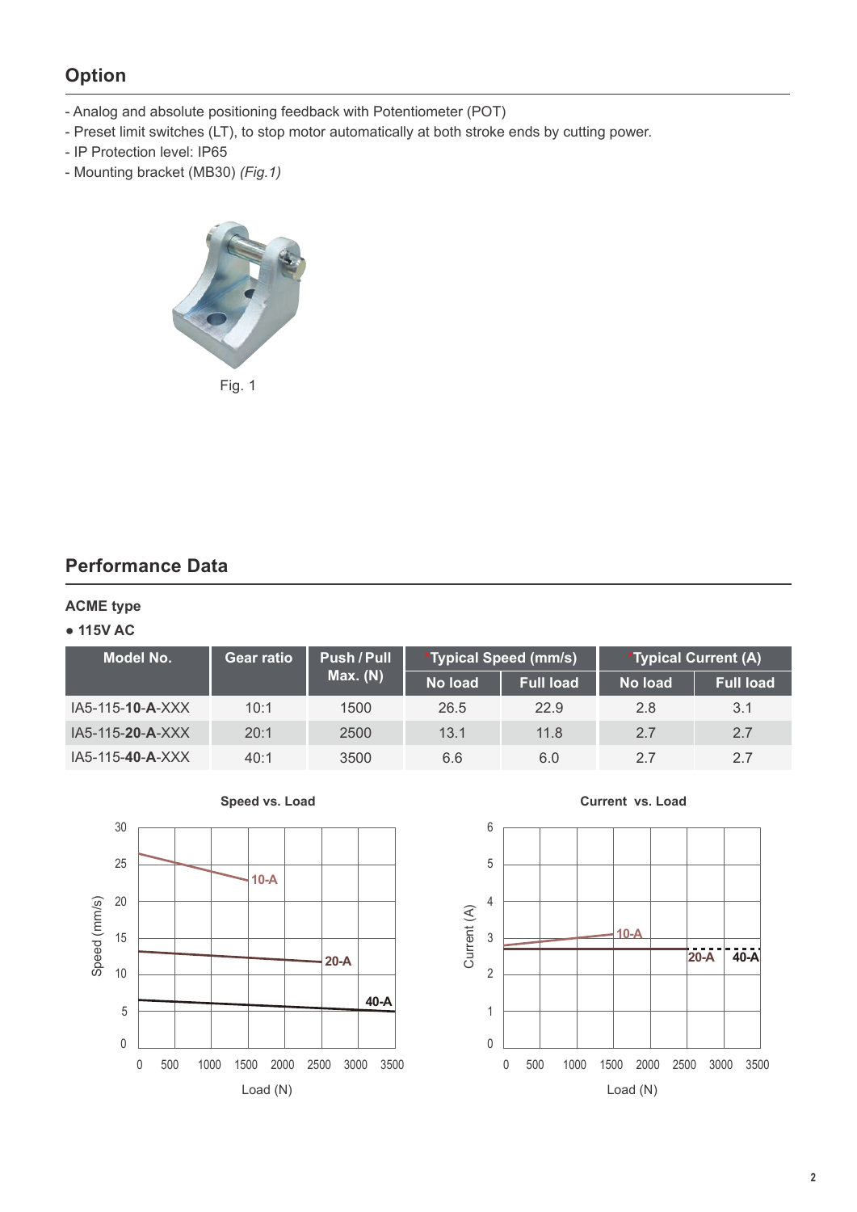## Option

- Analog and absolute positioning feedback with Potentiometer (POT)
- Preset limit switches (LT), to stop motor automatically at both stroke ends by cutting power.
- IP Protection level: IP65
- Mounting bracket (MB30) *(Fig.1)*

Fig. 1

## Performance Data

**ACME type**

**● 115V AC**

| Model No. | Gear ratio | Push / Pull Max. (N) | *Typical Speed (mm/s) | | *Typical Current (A) | |
|---|---|---|---|---|---|---|
| | | | No load | Full load | No load | Full load |
| IA5-115-**10**-**A**-XXX | 10:1 | 1500 | 26.5 | 22.9 | 2.8 | 3.1 |
| IA5-115-**20**-**A**-XXX | 20:1 | 2500 | 13.1 | 11.8 | 2.7 | 2.7 |
| IA5-115-**40**-**A**-XXX | 40:1 | 3500 | 6.6 | 6.0 | 2.7 | 2.7 |

**Speed vs. Load**

Speed (mm/s) vs. Load (N) — curves: 10-A, 20-A, 40-A

**Current vs. Load**

Current (A) vs. Load (N) — curves: 10-A, 20-A, 40-A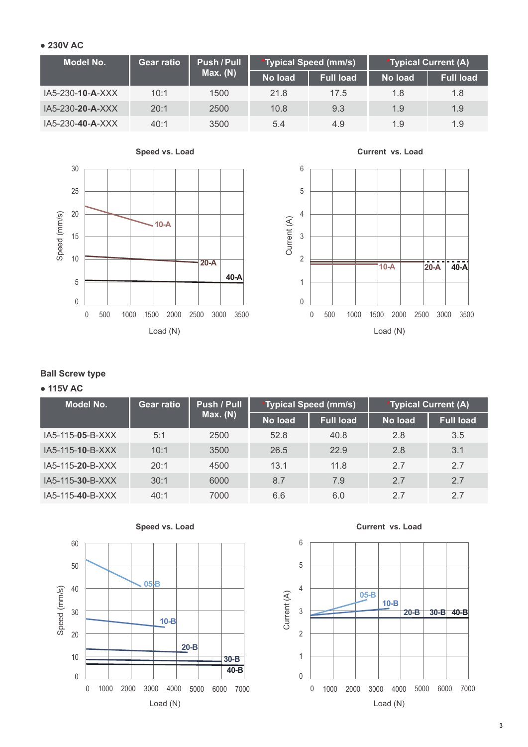● **230V AC**

| Model No. | Gear ratio | Push / Pull Max. (N) | *Typical Speed (mm/s) | | *Typical Current (A) | |
|---|---|---|---|---|---|---|
| | | | No load | Full load | No load | Full load |
| IA5-230-**10**-**A**-XXX | 10:1 | 1500 | 21.8 | 17.5 | 1.8 | 1.8 |
| IA5-230-**20**-**A**-XXX | 20:1 | 2500 | 10.8 | 9.3 | 1.9 | 1.9 |
| IA5-230-**40**-**A**-XXX | 40:1 | 3500 | 5.4 | 4.9 | 1.9 | 1.9 |

**Speed vs. Load**

**Current vs. Load**

**Ball Screw type**

● **115V AC**

| Model No. | Gear ratio | Push / Pull Max. (N) | *Typical Speed (mm/s) | | *Typical Current (A) | |
|---|---|---|---|---|---|---|
| | | | No load | Full load | No load | Full load |
| IA5-115-**05**-B-XXX | 5:1 | 2500 | 52.8 | 40.8 | 2.8 | 3.5 |
| IA5-115-**10**-B-XXX | 10:1 | 3500 | 26.5 | 22.9 | 2.8 | 3.1 |
| IA5-115-**20**-B-XXX | 20:1 | 4500 | 13.1 | 11.8 | 2.7 | 2.7 |
| IA5-115-**30**-B-XXX | 30:1 | 6000 | 8.7 | 7.9 | 2.7 | 2.7 |
| IA5-115-**40**-B-XXX | 40:1 | 7000 | 6.6 | 6.0 | 2.7 | 2.7 |

**Speed vs. Load**

**Current vs. Load**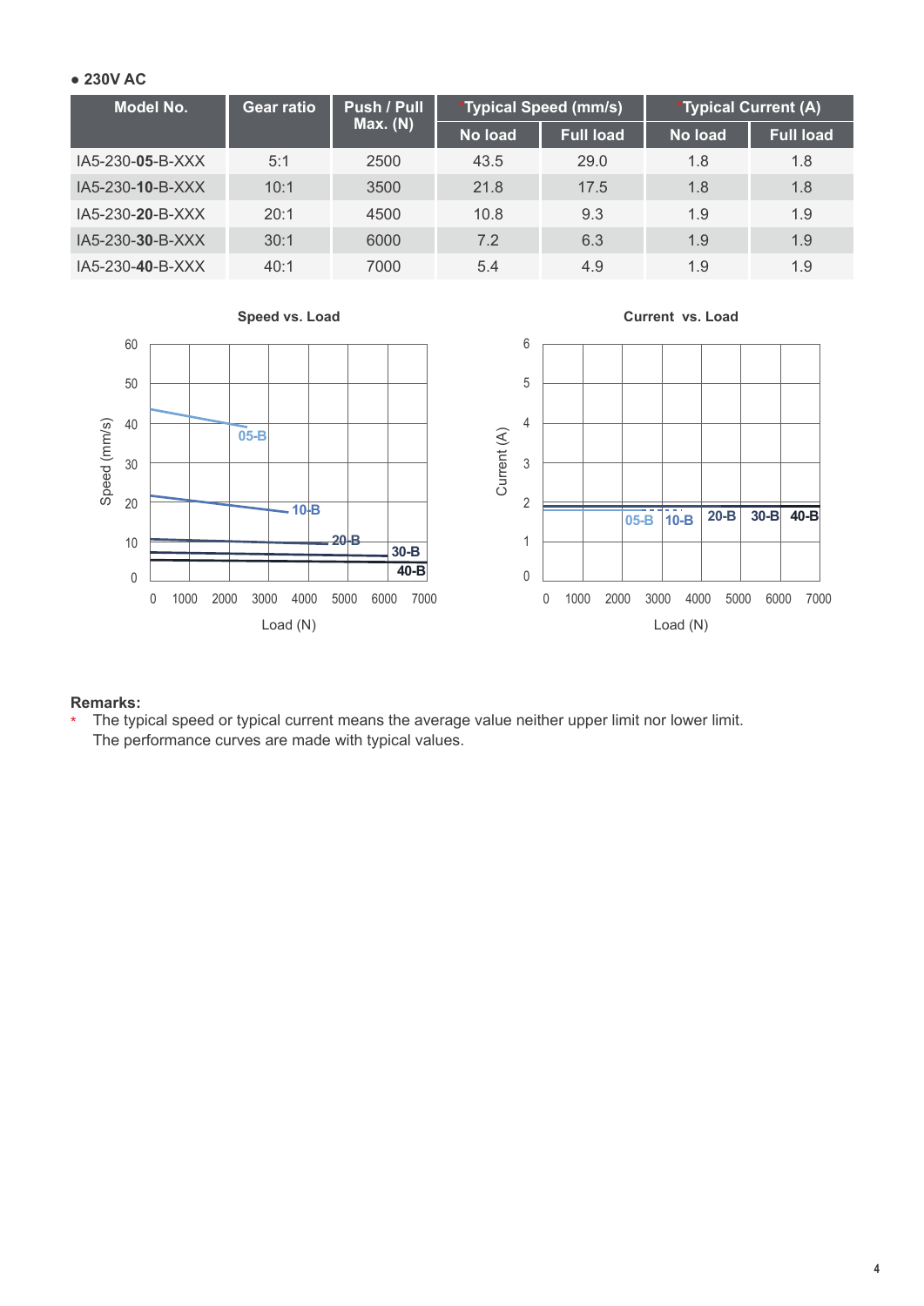● **230V AC**

| Model No. | Gear ratio | Push / Pull Max. (N) | *Typical Speed (mm/s) | | *Typical Current (A) | |
|---|---|---|---|---|---|---|
| | | | No load | Full load | No load | Full load |
| IA5-230-**05**-B-XXX | 5:1 | 2500 | 43.5 | 29.0 | 1.8 | 1.8 |
| IA5-230-**10**-B-XXX | 10:1 | 3500 | 21.8 | 17.5 | 1.8 | 1.8 |
| IA5-230-**20**-B-XXX | 20:1 | 4500 | 10.8 | 9.3 | 1.9 | 1.9 |
| IA5-230-**30**-B-XXX | 30:1 | 6000 | 7.2 | 6.3 | 1.9 | 1.9 |
| IA5-230-**40**-B-XXX | 40:1 | 7000 | 5.4 | 4.9 | 1.9 | 1.9 |

**Speed vs. Load**

**Current vs. Load**

**Remarks:**

\* The typical speed or typical current means the average value neither upper limit nor lower limit.
The performance curves are made with typical values.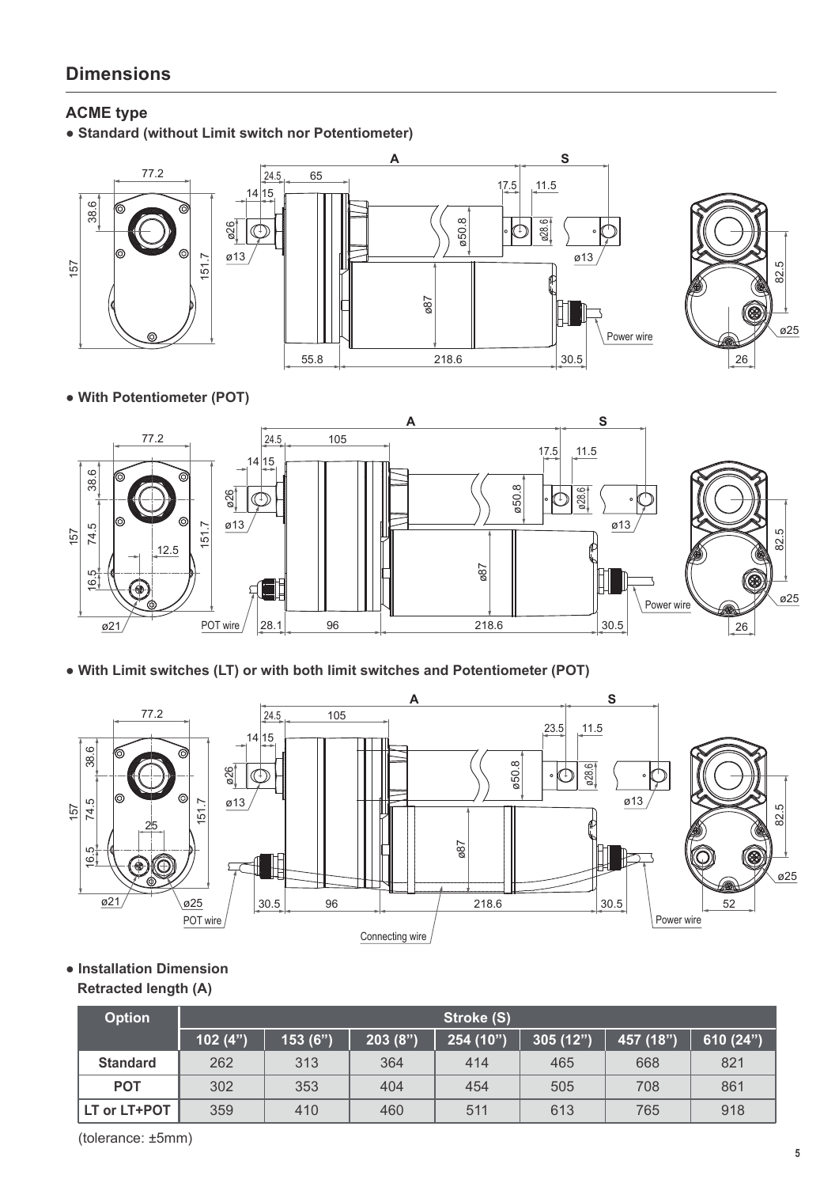## Dimensions

### ACME type

● **Standard (without Limit switch nor Potentiometer)**

● **With Potentiometer (POT)**

● **With Limit switches (LT) or with both limit switches and Potentiometer (POT)**

● **Installation Dimension**
**Retracted length (A)**

| Option | Stroke (S) | | | | | | |
|---|---|---|---|---|---|---|---|
| | 102 (4") | 153 (6") | 203 (8") | 254 (10") | 305 (12") | 457 (18") | 610 (24") |
| **Standard** | 262 | 313 | 364 | 414 | 465 | 668 | 821 |
| **POT** | 302 | 353 | 404 | 454 | 505 | 708 | 861 |
| **LT or LT+POT** | 359 | 410 | 460 | 511 | 613 | 765 | 918 |

(tolerance: ±5mm)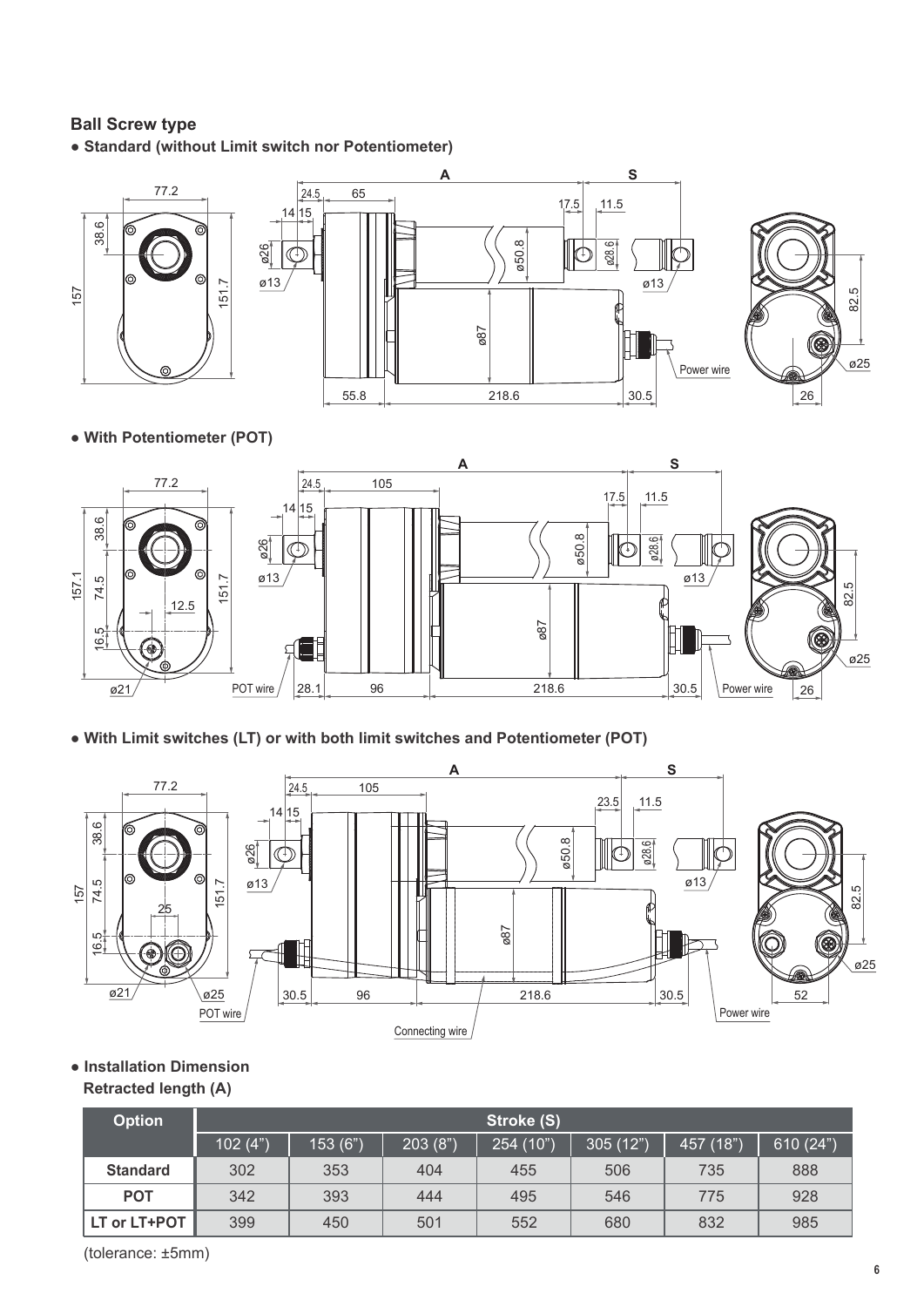## Ball Screw type

- **Standard (without Limit switch nor Potentiometer)**

- **With Potentiometer (POT)**

- **With Limit switches (LT) or with both limit switches and Potentiometer (POT)**

- **Installation Dimension**

**Retracted length (A)**

| Option | Stroke (S) | | | | | | |
|---|---|---|---|---|---|---|---|
| | 102 (4”) | 153 (6”) | 203 (8”) | 254 (10”) | 305 (12”) | 457 (18”) | 610 (24”) |
| **Standard** | 302 | 353 | 404 | 455 | 506 | 735 | 888 |
| **POT** | 342 | 393 | 444 | 495 | 546 | 775 | 928 |
| **LT or LT+POT** | 399 | 450 | 501 | 552 | 680 | 832 | 985 |

(tolerance: ±5mm)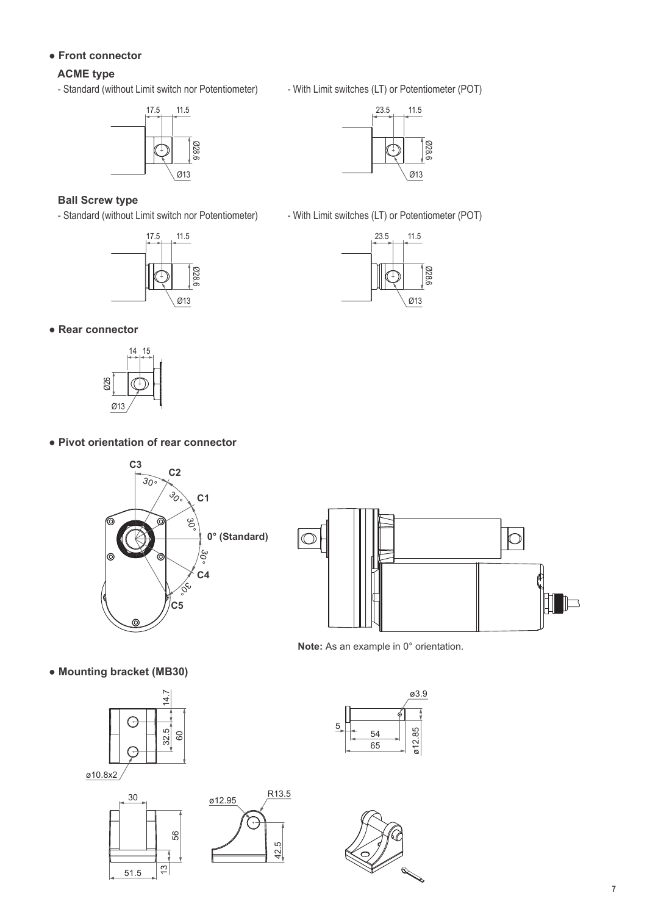- **Front connector**

**ACME type**

- Standard (without Limit switch nor Potentiometer)

17.5 11.5 Ø28.6 Ø13

- With Limit switches (LT) or Potentiometer (POT)

23.5 11.5 Ø28.6 Ø13

**Ball Screw type**

- Standard (without Limit switch nor Potentiometer)

17.5 11.5 Ø28.6 Ø13

- With Limit switches (LT) or Potentiometer (POT)

23.5 11.5 Ø28.6 Ø13

- **Rear connector**

14 15 Ø26 Ø13

- **Pivot orientation of rear connector**

C3 C2 C1 0° (Standard) C4 C5 30° 30° 30° 30° 30°

**Note:** As an example in 0° orientation.

- **Mounting bracket (MB30)**

14.7 32.5 60 ø10.8x2

ø3.9 5 54 65 ø12.85

30 56 13 51.5

ø12.95 R13.5 42.5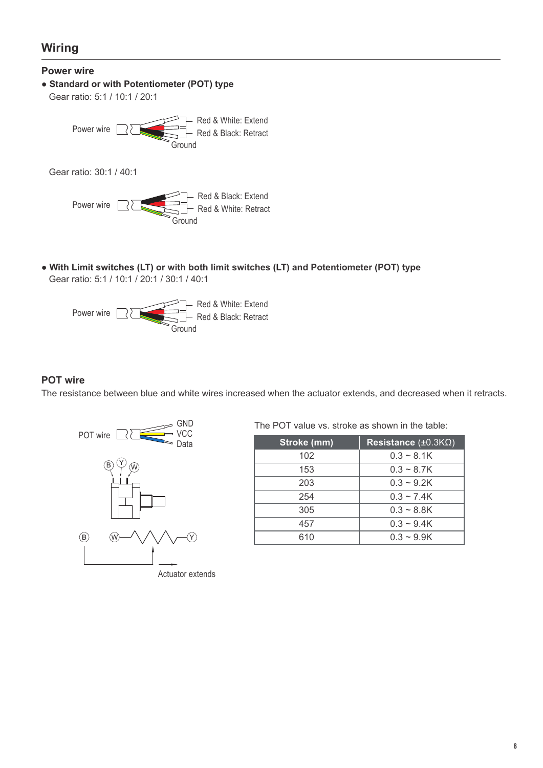## Wiring

### Power wire

- **Standard or with Potentiometer (POT) type**

Gear ratio: 5:1 / 10:1 / 20:1

Power wire — Red & White: Extend; Red & Black: Retract; Ground

Gear ratio: 30:1 / 40:1

Power wire — Red & Black: Extend; Red & White: Retract; Ground

- **With Limit switches (LT) or with both limit switches (LT) and Potentiometer (POT) type**

Gear ratio: 5:1 / 10:1 / 20:1 / 30:1 / 40:1

Power wire — Red & White: Extend; Red & Black: Retract; Ground

### POT wire

The resistance between blue and white wires increased when the actuator extends, and decreased when it retracts.

POT wire — GND; VCC; Data

B Y W

B W Y

Actuator extends

The POT value vs. stroke as shown in the table:

| Stroke (mm) | Resistance (±0.3KΩ) |
| --- | --- |
| 102 | 0.3 ~ 8.1K |
| 153 | 0.3 ~ 8.7K |
| 203 | 0.3 ~ 9.2K |
| 254 | 0.3 ~ 7.4K |
| 305 | 0.3 ~ 8.8K |
| 457 | 0.3 ~ 9.4K |
| 610 | 0.3 ~ 9.9K |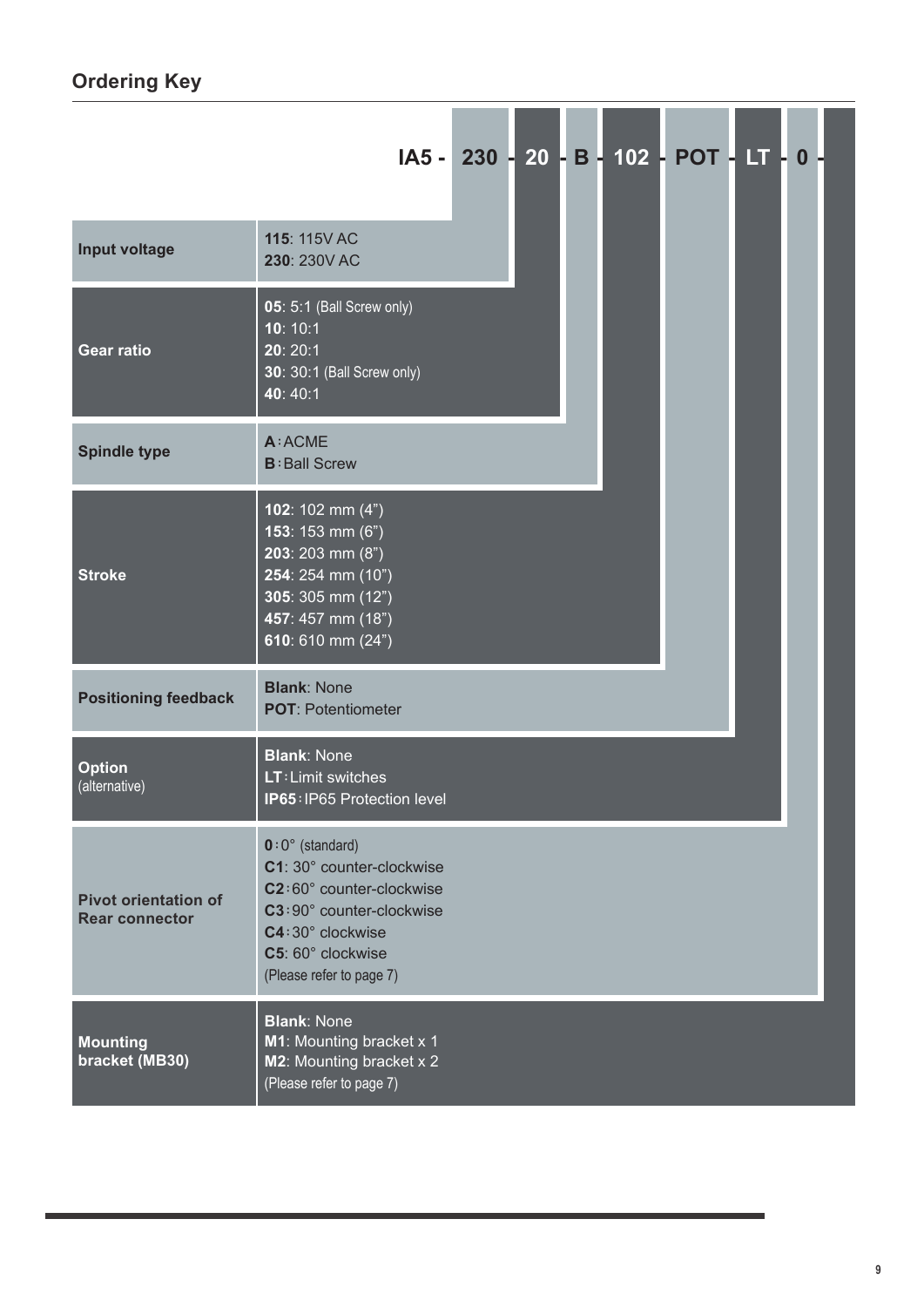## Ordering Key

**IA5 - 230 - 20 - B - 102 - POT - LT - 0 -**

| | |
|---|---|
| **Input voltage** | **115**: 115V AC<br>**230**: 230V AC |
| **Gear ratio** | **05**: 5:1 (Ball Screw only)<br>**10**: 10:1<br>**20**: 20:1<br>**30**: 30:1 (Ball Screw only)<br>**40**: 40:1 |
| **Spindle type** | **A**:ACME<br>**B**:Ball Screw |
| **Stroke** | **102**: 102 mm (4")<br>**153**: 153 mm (6")<br>**203**: 203 mm (8")<br>**254**: 254 mm (10")<br>**305**: 305 mm (12")<br>**457**: 457 mm (18")<br>**610**: 610 mm (24") |
| **Positioning feedback** | **Blank**: None<br>**POT**: Potentiometer |
| **Option** (alternative) | **Blank**: None<br>**LT**:Limit switches<br>**IP65**:IP65 Protection level |
| **Pivot orientation of Rear connector** | **0**:0° (standard)<br>**C1**: 30° counter-clockwise<br>**C2**:60° counter-clockwise<br>**C3**:90° counter-clockwise<br>**C4**:30° clockwise<br>**C5**: 60° clockwise<br>(Please refer to page 7) |
| **Mounting bracket (MB30)** | **Blank**: None<br>**M1**: Mounting bracket x 1<br>**M2**: Mounting bracket x 2<br>(Please refer to page 7) |